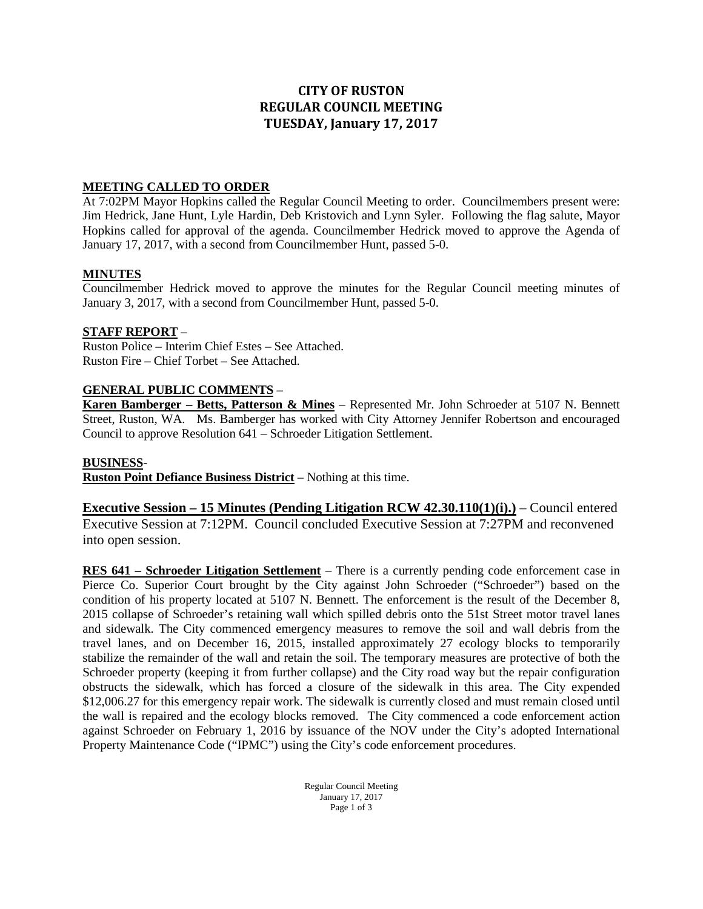# CITY OF RUSTON
# REGULAR COUNCIL MEETING
# TUESDAY, January 17, 2017

**MEETING CALLED TO ORDER**

At 7:02PM Mayor Hopkins called the Regular Council Meeting to order. Councilmembers present were: Jim Hedrick, Jane Hunt, Lyle Hardin, Deb Kristovich and Lynn Syler. Following the flag salute, Mayor Hopkins called for approval of the agenda. Councilmember Hedrick moved to approve the Agenda of January 17, 2017, with a second from Councilmember Hunt, passed 5-0.

**MINUTES**

Councilmember Hedrick moved to approve the minutes for the Regular Council meeting minutes of January 3, 2017, with a second from Councilmember Hunt, passed 5-0.

**STAFF REPORT** –

Ruston Police – Interim Chief Estes – See Attached.
Ruston Fire – Chief Torbet – See Attached.

**GENERAL PUBLIC COMMENTS** –

**Karen Bamberger – Betts, Patterson & Mines** – Represented Mr. John Schroeder at 5107 N. Bennett Street, Ruston, WA. Ms. Bamberger has worked with City Attorney Jennifer Robertson and encouraged Council to approve Resolution 641 – Schroeder Litigation Settlement.

**BUSINESS**-

**Ruston Point Defiance Business District** – Nothing at this time.

**Executive Session – 15 Minutes (Pending Litigation RCW 42.30.110(1)(i).)** – Council entered Executive Session at 7:12PM. Council concluded Executive Session at 7:27PM and reconvened into open session.

**RES 641 – Schroeder Litigation Settlement** – There is a currently pending code enforcement case in Pierce Co. Superior Court brought by the City against John Schroeder ("Schroeder") based on the condition of his property located at 5107 N. Bennett. The enforcement is the result of the December 8, 2015 collapse of Schroeder's retaining wall which spilled debris onto the 51st Street motor travel lanes and sidewalk. The City commenced emergency measures to remove the soil and wall debris from the travel lanes, and on December 16, 2015, installed approximately 27 ecology blocks to temporarily stabilize the remainder of the wall and retain the soil. The temporary measures are protective of both the Schroeder property (keeping it from further collapse) and the City road way but the repair configuration obstructs the sidewalk, which has forced a closure of the sidewalk in this area. The City expended $12,006.27 for this emergency repair work. The sidewalk is currently closed and must remain closed until the wall is repaired and the ecology blocks removed. The City commenced a code enforcement action against Schroeder on February 1, 2016 by issuance of the NOV under the City's adopted International Property Maintenance Code ("IPMC") using the City's code enforcement procedures.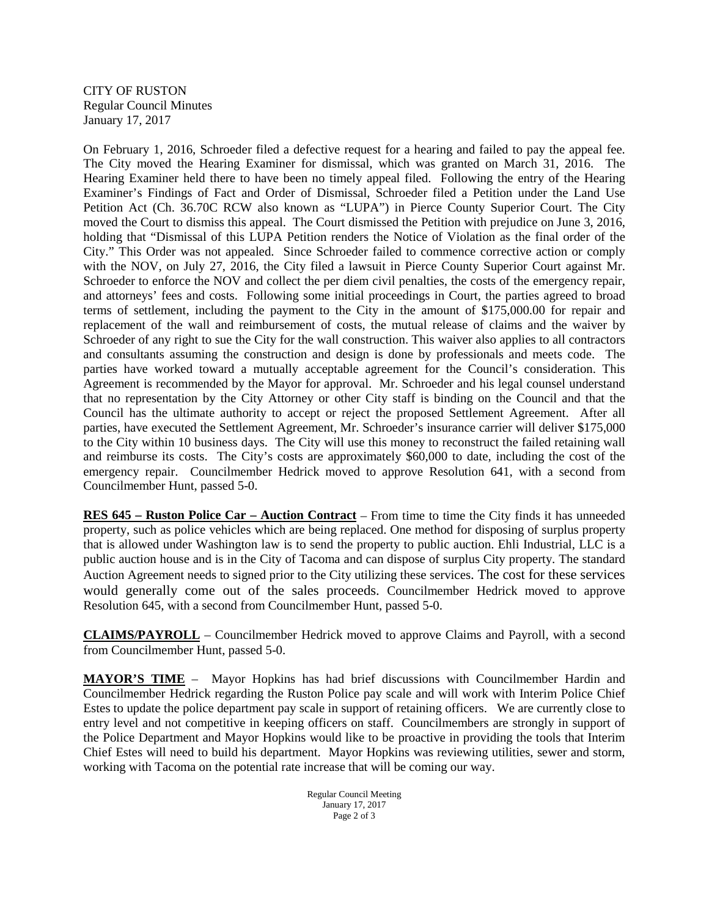CITY OF RUSTON
Regular Council Minutes
January 17, 2017

On February 1, 2016, Schroeder filed a defective request for a hearing and failed to pay the appeal fee. The City moved the Hearing Examiner for dismissal, which was granted on March 31, 2016. The Hearing Examiner held there to have been no timely appeal filed. Following the entry of the Hearing Examiner's Findings of Fact and Order of Dismissal, Schroeder filed a Petition under the Land Use Petition Act (Ch. 36.70C RCW also known as "LUPA") in Pierce County Superior Court. The City moved the Court to dismiss this appeal. The Court dismissed the Petition with prejudice on June 3, 2016, holding that "Dismissal of this LUPA Petition renders the Notice of Violation as the final order of the City." This Order was not appealed. Since Schroeder failed to commence corrective action or comply with the NOV, on July 27, 2016, the City filed a lawsuit in Pierce County Superior Court against Mr. Schroeder to enforce the NOV and collect the per diem civil penalties, the costs of the emergency repair, and attorneys' fees and costs. Following some initial proceedings in Court, the parties agreed to broad terms of settlement, including the payment to the City in the amount of $175,000.00 for repair and replacement of the wall and reimbursement of costs, the mutual release of claims and the waiver by Schroeder of any right to sue the City for the wall construction. This waiver also applies to all contractors and consultants assuming the construction and design is done by professionals and meets code. The parties have worked toward a mutually acceptable agreement for the Council's consideration. This Agreement is recommended by the Mayor for approval. Mr. Schroeder and his legal counsel understand that no representation by the City Attorney or other City staff is binding on the Council and that the Council has the ultimate authority to accept or reject the proposed Settlement Agreement. After all parties, have executed the Settlement Agreement, Mr. Schroeder's insurance carrier will deliver $175,000 to the City within 10 business days. The City will use this money to reconstruct the failed retaining wall and reimburse its costs. The City's costs are approximately $60,000 to date, including the cost of the emergency repair. Councilmember Hedrick moved to approve Resolution 641, with a second from Councilmember Hunt, passed 5-0.

**RES 645 – Ruston Police Car – Auction Contract** – From time to time the City finds it has unneeded property, such as police vehicles which are being replaced. One method for disposing of surplus property that is allowed under Washington law is to send the property to public auction. Ehli Industrial, LLC is a public auction house and is in the City of Tacoma and can dispose of surplus City property. The standard Auction Agreement needs to signed prior to the City utilizing these services. The cost for these services would generally come out of the sales proceeds. Councilmember Hedrick moved to approve Resolution 645, with a second from Councilmember Hunt, passed 5-0.

**CLAIMS/PAYROLL** – Councilmember Hedrick moved to approve Claims and Payroll, with a second from Councilmember Hunt, passed 5-0.

**MAYOR'S TIME** – Mayor Hopkins has had brief discussions with Councilmember Hardin and Councilmember Hedrick regarding the Ruston Police pay scale and will work with Interim Police Chief Estes to update the police department pay scale in support of retaining officers. We are currently close to entry level and not competitive in keeping officers on staff. Councilmembers are strongly in support of the Police Department and Mayor Hopkins would like to be proactive in providing the tools that Interim Chief Estes will need to build his department. Mayor Hopkins was reviewing utilities, sewer and storm, working with Tacoma on the potential rate increase that will be coming our way.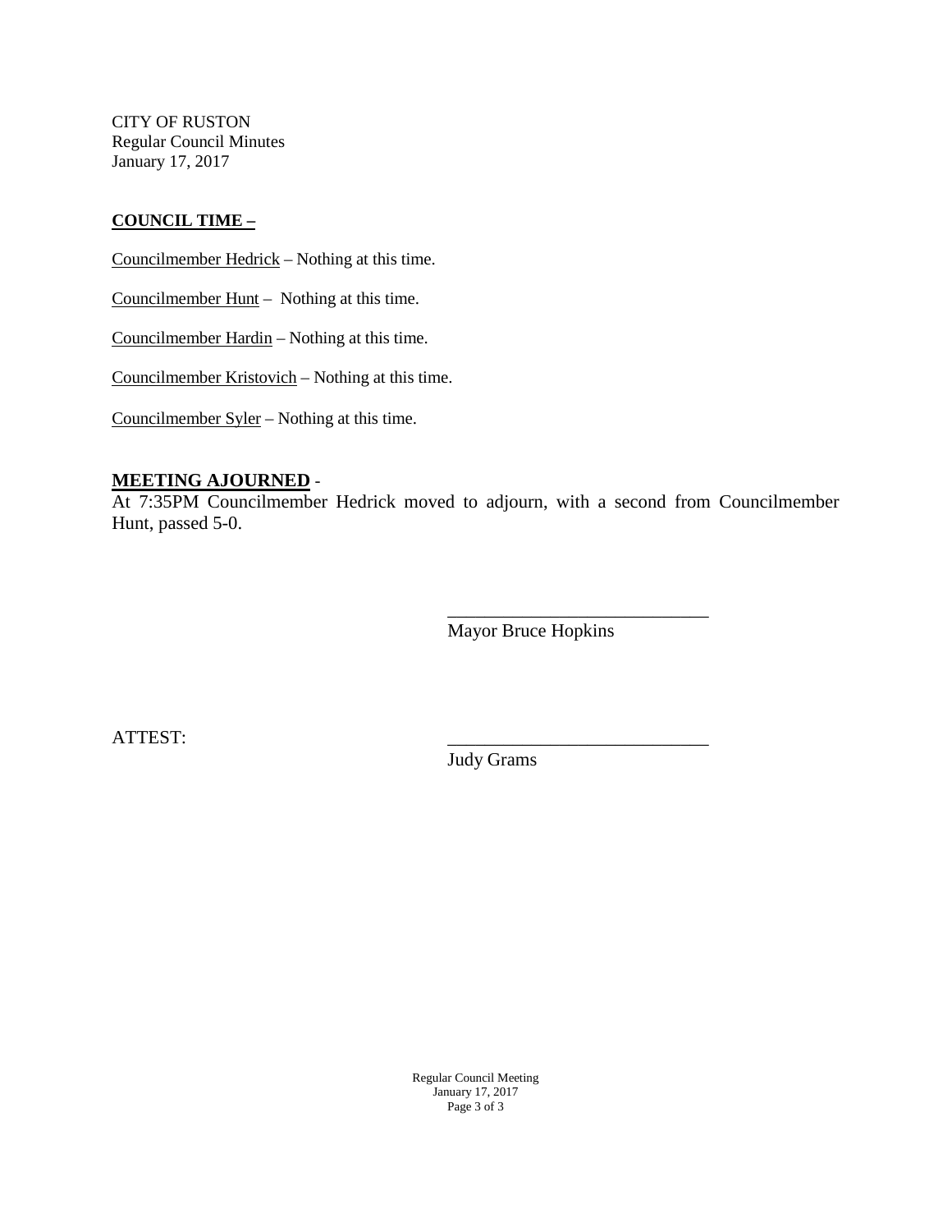CITY OF RUSTON
Regular Council Minutes
January 17, 2017

**COUNCIL TIME –**

Councilmember Hedrick – Nothing at this time.

Councilmember Hunt – Nothing at this time.

Councilmember Hardin – Nothing at this time.

Councilmember Kristovich – Nothing at this time.

Councilmember Syler – Nothing at this time.

**MEETING AJOURNED** -
At 7:35PM Councilmember Hedrick moved to adjourn, with a second from Councilmember Hunt, passed 5-0.

____________________________
Mayor Bruce Hopkins

ATTEST:

____________________________
Judy Grams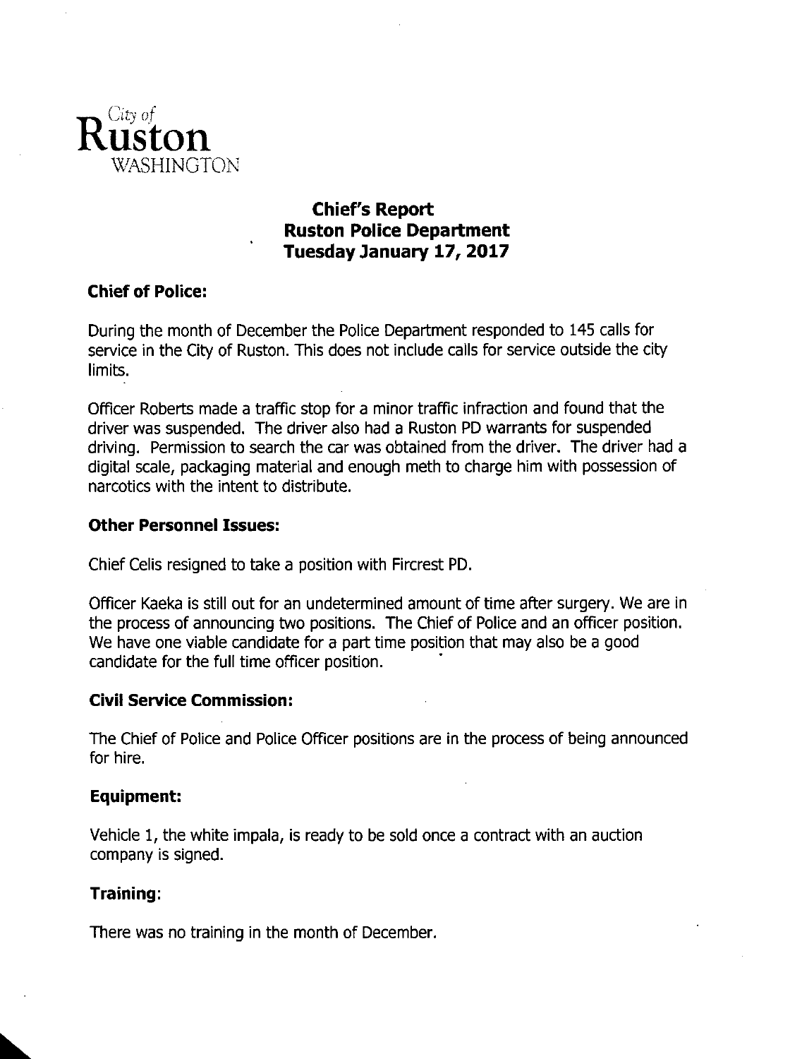City of
**Ruston**
WASHINGTON

## Chief's Report
## Ruston Police Department
## Tuesday January 17, 2017

### Chief of Police:

During the month of December the Police Department responded to 145 calls for service in the City of Ruston. This does not include calls for service outside the city limits.

Officer Roberts made a traffic stop for a minor traffic infraction and found that the driver was suspended. The driver also had a Ruston PD warrants for suspended driving. Permission to search the car was obtained from the driver. The driver had a digital scale, packaging material and enough meth to charge him with possession of narcotics with the intent to distribute.

### Other Personnel Issues:

Chief Celis resigned to take a position with Fircrest PD.

Officer Kaeka is still out for an undetermined amount of time after surgery. We are in the process of announcing two positions. The Chief of Police and an officer position. We have one viable candidate for a part time position that may also be a good candidate for the full time officer position.

### Civil Service Commission:

The Chief of Police and Police Officer positions are in the process of being announced for hire.

### Equipment:

Vehicle 1, the white impala, is ready to be sold once a contract with an auction company is signed.

### Training:

There was no training in the month of December.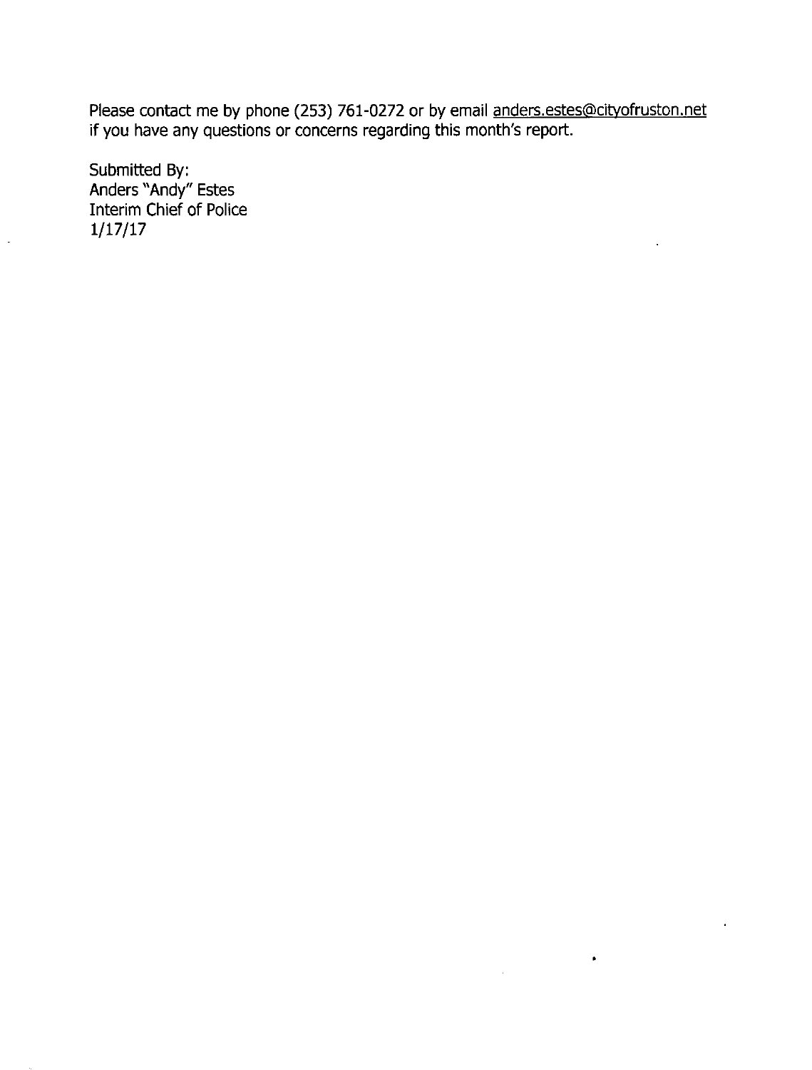Please contact me by phone (253) 761-0272 or by email anders.estes@cityofruston.net if you have any questions or concerns regarding this month's report.

Submitted By:
Anders "Andy" Estes
Interim Chief of Police
1/17/17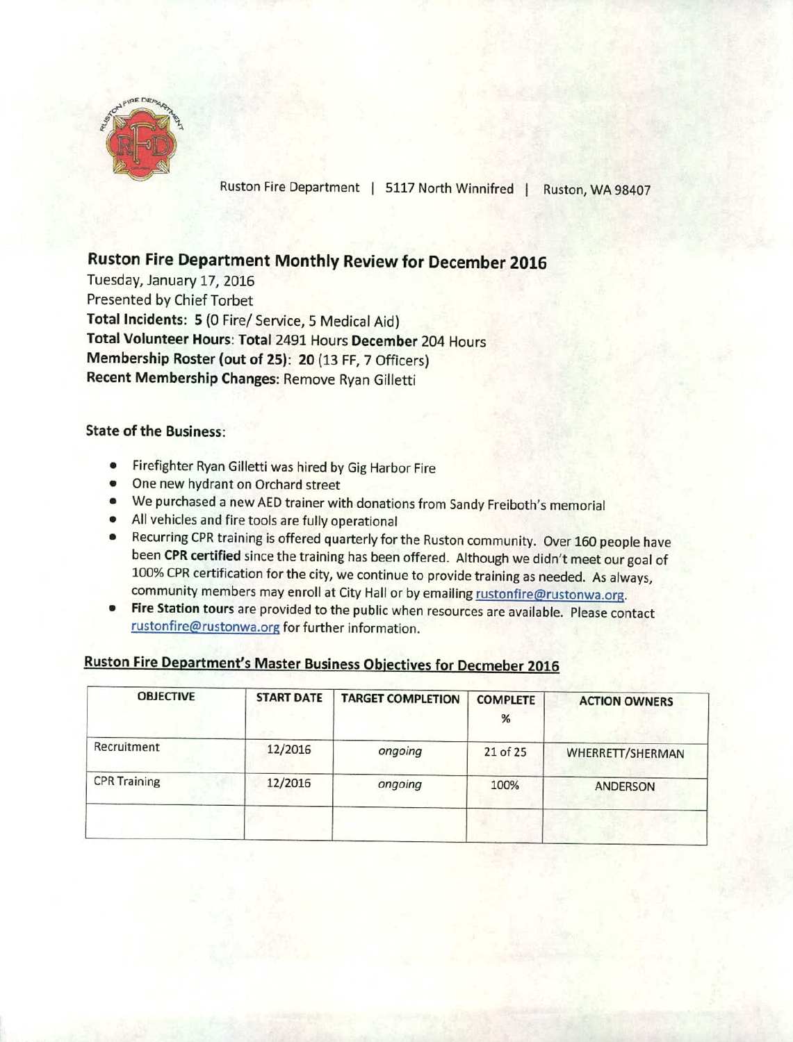Ruston Fire Department | 5117 North Winnifred | Ruston, WA 98407

## Ruston Fire Department Monthly Review for December 2016

Tuesday, January 17, 2016
Presented by Chief Torbet
**Total Incidents: 5** (0 Fire/ Service, 5 Medical Aid)
**Total Volunteer Hours**: **Total** 2491 Hours **December** 204 Hours
**Membership Roster (out of 25)**: **20** (13 FF, 7 Officers)
**Recent Membership Changes:** Remove Ryan Gilletti

### State of the Business:

- Firefighter Ryan Gilletti was hired by Gig Harbor Fire
- One new hydrant on Orchard street
- We purchased a new AED trainer with donations from Sandy Freiboth's memorial
- All vehicles and fire tools are fully operational
- Recurring CPR training is offered quarterly for the Ruston community. Over 160 people have been **CPR certified** since the training has been offered. Although we didn't meet our goal of 100% CPR certification for the city, we continue to provide training as needed. As always, community members may enroll at City Hall or by emailing rustonfire@rustonwa.org.
- **Fire Station tours** are provided to the public when resources are available. Please contact rustonfire@rustonwa.org for further information.

### Ruston Fire Department's Master Business Objectives for Decmeber 2016

| OBJECTIVE | START DATE | TARGET COMPLETION | COMPLETE % | ACTION OWNERS |
|---|---|---|---|---|
| Recruitment | 12/2016 | *ongoing* | 21 of 25 | WHERRETT/SHERMAN |
| CPR Training | 12/2016 | *ongoing* | 100% | ANDERSON |
| | | | | |